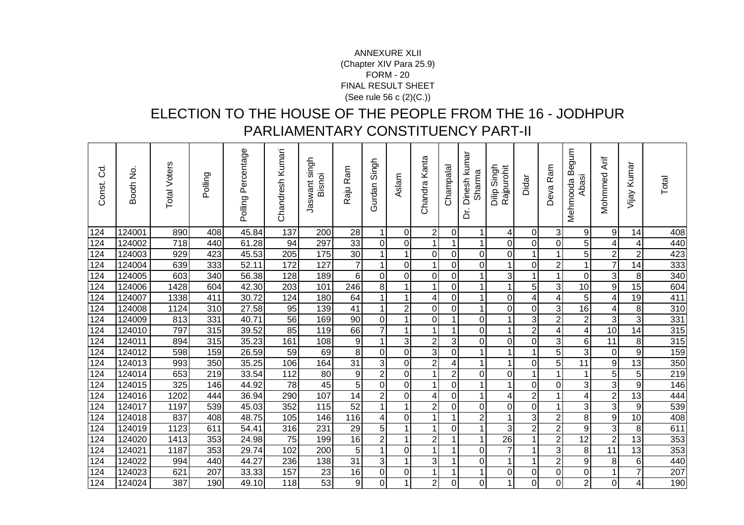ANNEXURE XLII
(Chapter XIV Para 25.9)
FORM - 20
FINAL RESULT SHEET
(See rule 56 c (2)(C.))

# ELECTION TO THE HOUSE OF THE PEOPLE FROM THE 16 - JODHPUR PARLIAMENTARY CONSTITUENCY PART-II

| Const. Cd. | Booth No. | Total Voters | Polling | Polling Percentage | Chandresh Kumari | Jaswant singh Bisnoi | Raju Ram | Gurdan Singh | Aslam | Chandra Kanta | Champalal | Dr. Dinesh kumar Sharma | Dilip Singh Rajpurohit | Didar | Deva Ram | Mehmooda Begum Abasi | Mohmmed Arif | Vijay Kumar | Total |
|---|---|---|---|---|---|---|---|---|---|---|---|---|---|---|---|---|---|---|---|
| 124 | 124001 | 890 | 408 | 45.84 | 137 | 200 | 28 | 1 | 0 | 2 | 0 | 1 | 4 | 0 | 3 | 9 | 9 | 14 | 408 |
| 124 | 124002 | 718 | 440 | 61.28 | 94 | 297 | 33 | 0 | 0 | 1 | 1 | 1 | 0 | 0 | 0 | 5 | 4 | 4 | 440 |
| 124 | 124003 | 929 | 423 | 45.53 | 205 | 175 | 30 | 1 | 1 | 0 | 0 | 0 | 0 | 1 | 1 | 5 | 2 | 2 | 423 |
| 124 | 124004 | 639 | 333 | 52.11 | 172 | 127 | 7 | 1 | 0 | 1 | 0 | 0 | 1 | 0 | 2 | 1 | 7 | 14 | 333 |
| 124 | 124005 | 603 | 340 | 56.38 | 128 | 189 | 6 | 0 | 0 | 0 | 0 | 1 | 3 | 1 | 1 | 0 | 3 | 8 | 340 |
| 124 | 124006 | 1428 | 604 | 42.30 | 203 | 101 | 246 | 8 | 1 | 1 | 0 | 1 | 1 | 5 | 3 | 10 | 9 | 15 | 604 |
| 124 | 124007 | 1338 | 411 | 30.72 | 124 | 180 | 64 | 1 | 1 | 4 | 0 | 1 | 0 | 4 | 4 | 5 | 4 | 19 | 411 |
| 124 | 124008 | 1124 | 310 | 27.58 | 95 | 139 | 41 | 1 | 2 | 0 | 0 | 1 | 0 | 0 | 3 | 16 | 4 | 8 | 310 |
| 124 | 124009 | 813 | 331 | 40.71 | 56 | 169 | 90 | 0 | 1 | 0 | 1 | 0 | 1 | 3 | 2 | 2 | 3 | 3 | 331 |
| 124 | 124010 | 797 | 315 | 39.52 | 85 | 119 | 66 | 7 | 1 | 1 | 1 | 0 | 1 | 2 | 4 | 4 | 10 | 14 | 315 |
| 124 | 124011 | 894 | 315 | 35.23 | 161 | 108 | 9 | 1 | 3 | 2 | 3 | 0 | 0 | 0 | 3 | 6 | 11 | 8 | 315 |
| 124 | 124012 | 598 | 159 | 26.59 | 59 | 69 | 8 | 0 | 0 | 3 | 0 | 1 | 1 | 1 | 5 | 3 | 0 | 9 | 159 |
| 124 | 124013 | 993 | 350 | 35.25 | 106 | 164 | 31 | 3 | 0 | 2 | 4 | 1 | 1 | 0 | 5 | 11 | 9 | 13 | 350 |
| 124 | 124014 | 653 | 219 | 33.54 | 112 | 80 | 9 | 2 | 0 | 1 | 2 | 0 | 0 | 1 | 1 | 1 | 5 | 5 | 219 |
| 124 | 124015 | 325 | 146 | 44.92 | 78 | 45 | 5 | 0 | 0 | 1 | 0 | 1 | 1 | 0 | 0 | 3 | 3 | 9 | 146 |
| 124 | 124016 | 1202 | 444 | 36.94 | 290 | 107 | 14 | 2 | 0 | 4 | 0 | 1 | 4 | 2 | 1 | 4 | 2 | 13 | 444 |
| 124 | 124017 | 1197 | 539 | 45.03 | 352 | 115 | 52 | 1 | 1 | 2 | 0 | 0 | 0 | 0 | 1 | 3 | 3 | 9 | 539 |
| 124 | 124018 | 837 | 408 | 48.75 | 105 | 146 | 116 | 4 | 0 | 1 | 1 | 2 | 1 | 3 | 2 | 8 | 9 | 10 | 408 |
| 124 | 124019 | 1123 | 611 | 54.41 | 316 | 231 | 29 | 5 | 1 | 1 | 0 | 1 | 3 | 2 | 2 | 9 | 3 | 8 | 611 |
| 124 | 124020 | 1413 | 353 | 24.98 | 75 | 199 | 16 | 2 | 1 | 2 | 1 | 1 | 26 | 1 | 2 | 12 | 2 | 13 | 353 |
| 124 | 124021 | 1187 | 353 | 29.74 | 102 | 200 | 5 | 1 | 0 | 1 | 1 | 0 | 7 | 1 | 3 | 8 | 11 | 13 | 353 |
| 124 | 124022 | 994 | 440 | 44.27 | 236 | 138 | 31 | 3 | 1 | 3 | 1 | 0 | 1 | 1 | 2 | 9 | 8 | 6 | 440 |
| 124 | 124023 | 621 | 207 | 33.33 | 157 | 23 | 16 | 0 | 0 | 1 | 1 | 1 | 0 | 0 | 0 | 0 | 1 | 7 | 207 |
| 124 | 124024 | 387 | 190 | 49.10 | 118 | 53 | 9 | 0 | 1 | 2 | 0 | 0 | 1 | 0 | 0 | 2 | 0 | 4 | 190 |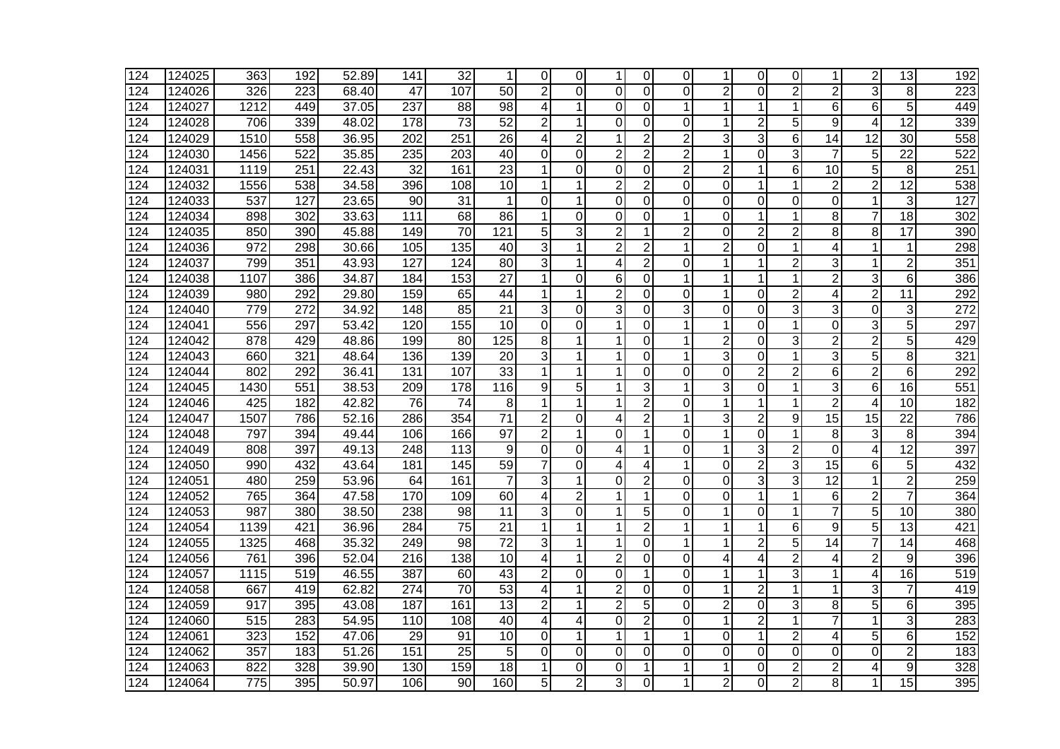| | | | | | | | | | | | | | | | | | | | | |
|---|---|---|---|---|---|---|---|---|---|---|---|---|---|---|---|---|---|---|---|---|
| 124 | 124025 | 363 | 192 | 52.89 | 141 | 32 | 1 | 0 | 0 | 1 | 0 | 0 | 1 | 0 | 0 | 1 | 2 | 13 | 192 |
| 124 | 124026 | 326 | 223 | 68.40 | 47 | 107 | 50 | 2 | 0 | 0 | 0 | 0 | 2 | 0 | 2 | 2 | 3 | 8 | 223 |
| 124 | 124027 | 1212 | 449 | 37.05 | 237 | 88 | 98 | 4 | 1 | 0 | 0 | 1 | 1 | 1 | 1 | 6 | 6 | 5 | 449 |
| 124 | 124028 | 706 | 339 | 48.02 | 178 | 73 | 52 | 2 | 1 | 0 | 0 | 0 | 1 | 2 | 5 | 9 | 4 | 12 | 339 |
| 124 | 124029 | 1510 | 558 | 36.95 | 202 | 251 | 26 | 4 | 2 | 1 | 2 | 2 | 3 | 3 | 6 | 14 | 12 | 30 | 558 |
| 124 | 124030 | 1456 | 522 | 35.85 | 235 | 203 | 40 | 0 | 0 | 2 | 2 | 2 | 1 | 0 | 3 | 7 | 5 | 22 | 522 |
| 124 | 124031 | 1119 | 251 | 22.43 | 32 | 161 | 23 | 1 | 0 | 0 | 0 | 2 | 2 | 1 | 6 | 10 | 5 | 8 | 251 |
| 124 | 124032 | 1556 | 538 | 34.58 | 396 | 108 | 10 | 1 | 1 | 2 | 2 | 0 | 0 | 1 | 1 | 2 | 2 | 12 | 538 |
| 124 | 124033 | 537 | 127 | 23.65 | 90 | 31 | 1 | 0 | 1 | 0 | 0 | 0 | 0 | 0 | 0 | 0 | 1 | 3 | 127 |
| 124 | 124034 | 898 | 302 | 33.63 | 111 | 68 | 86 | 1 | 0 | 0 | 0 | 1 | 0 | 1 | 1 | 8 | 7 | 18 | 302 |
| 124 | 124035 | 850 | 390 | 45.88 | 149 | 70 | 121 | 5 | 3 | 2 | 1 | 2 | 0 | 2 | 2 | 8 | 8 | 17 | 390 |
| 124 | 124036 | 972 | 298 | 30.66 | 105 | 135 | 40 | 3 | 1 | 2 | 2 | 1 | 2 | 0 | 1 | 4 | 1 | 1 | 298 |
| 124 | 124037 | 799 | 351 | 43.93 | 127 | 124 | 80 | 3 | 1 | 4 | 2 | 0 | 1 | 1 | 2 | 3 | 1 | 2 | 351 |
| 124 | 124038 | 1107 | 386 | 34.87 | 184 | 153 | 27 | 1 | 0 | 6 | 0 | 1 | 1 | 1 | 1 | 2 | 3 | 6 | 386 |
| 124 | 124039 | 980 | 292 | 29.80 | 159 | 65 | 44 | 1 | 1 | 2 | 0 | 0 | 1 | 0 | 2 | 4 | 2 | 11 | 292 |
| 124 | 124040 | 779 | 272 | 34.92 | 148 | 85 | 21 | 3 | 0 | 3 | 0 | 3 | 0 | 0 | 3 | 3 | 0 | 3 | 272 |
| 124 | 124041 | 556 | 297 | 53.42 | 120 | 155 | 10 | 0 | 0 | 1 | 0 | 1 | 1 | 0 | 1 | 0 | 3 | 5 | 297 |
| 124 | 124042 | 878 | 429 | 48.86 | 199 | 80 | 125 | 8 | 1 | 1 | 0 | 1 | 2 | 0 | 3 | 2 | 2 | 5 | 429 |
| 124 | 124043 | 660 | 321 | 48.64 | 136 | 139 | 20 | 3 | 1 | 1 | 0 | 1 | 3 | 0 | 1 | 3 | 5 | 8 | 321 |
| 124 | 124044 | 802 | 292 | 36.41 | 131 | 107 | 33 | 1 | 1 | 1 | 0 | 0 | 0 | 2 | 2 | 6 | 2 | 6 | 292 |
| 124 | 124045 | 1430 | 551 | 38.53 | 209 | 178 | 116 | 9 | 5 | 1 | 3 | 1 | 3 | 0 | 1 | 3 | 6 | 16 | 551 |
| 124 | 124046 | 425 | 182 | 42.82 | 76 | 74 | 8 | 1 | 1 | 1 | 2 | 0 | 1 | 1 | 1 | 2 | 4 | 10 | 182 |
| 124 | 124047 | 1507 | 786 | 52.16 | 286 | 354 | 71 | 2 | 0 | 4 | 2 | 1 | 3 | 2 | 9 | 15 | 15 | 22 | 786 |
| 124 | 124048 | 797 | 394 | 49.44 | 106 | 166 | 97 | 2 | 1 | 0 | 1 | 0 | 1 | 0 | 1 | 8 | 3 | 8 | 394 |
| 124 | 124049 | 808 | 397 | 49.13 | 248 | 113 | 9 | 0 | 0 | 4 | 1 | 0 | 1 | 3 | 2 | 0 | 4 | 12 | 397 |
| 124 | 124050 | 990 | 432 | 43.64 | 181 | 145 | 59 | 7 | 0 | 4 | 4 | 1 | 0 | 2 | 3 | 15 | 6 | 5 | 432 |
| 124 | 124051 | 480 | 259 | 53.96 | 64 | 161 | 7 | 3 | 1 | 0 | 2 | 0 | 0 | 3 | 3 | 12 | 1 | 2 | 259 |
| 124 | 124052 | 765 | 364 | 47.58 | 170 | 109 | 60 | 4 | 2 | 1 | 1 | 0 | 0 | 1 | 1 | 6 | 2 | 7 | 364 |
| 124 | 124053 | 987 | 380 | 38.50 | 238 | 98 | 11 | 3 | 0 | 1 | 5 | 0 | 1 | 0 | 1 | 7 | 5 | 10 | 380 |
| 124 | 124054 | 1139 | 421 | 36.96 | 284 | 75 | 21 | 1 | 1 | 1 | 2 | 1 | 1 | 1 | 6 | 9 | 5 | 13 | 421 |
| 124 | 124055 | 1325 | 468 | 35.32 | 249 | 98 | 72 | 3 | 1 | 1 | 0 | 1 | 1 | 2 | 5 | 14 | 7 | 14 | 468 |
| 124 | 124056 | 761 | 396 | 52.04 | 216 | 138 | 10 | 4 | 1 | 2 | 0 | 0 | 4 | 4 | 2 | 4 | 2 | 9 | 396 |
| 124 | 124057 | 1115 | 519 | 46.55 | 387 | 60 | 43 | 2 | 0 | 0 | 1 | 0 | 1 | 1 | 3 | 1 | 4 | 16 | 519 |
| 124 | 124058 | 667 | 419 | 62.82 | 274 | 70 | 53 | 4 | 1 | 2 | 0 | 0 | 1 | 2 | 1 | 1 | 3 | 7 | 419 |
| 124 | 124059 | 917 | 395 | 43.08 | 187 | 161 | 13 | 2 | 1 | 2 | 5 | 0 | 2 | 0 | 3 | 8 | 5 | 6 | 395 |
| 124 | 124060 | 515 | 283 | 54.95 | 110 | 108 | 40 | 4 | 4 | 0 | 2 | 0 | 1 | 2 | 1 | 7 | 1 | 3 | 283 |
| 124 | 124061 | 323 | 152 | 47.06 | 29 | 91 | 10 | 0 | 1 | 1 | 1 | 1 | 0 | 1 | 2 | 4 | 5 | 6 | 152 |
| 124 | 124062 | 357 | 183 | 51.26 | 151 | 25 | 5 | 0 | 0 | 0 | 0 | 0 | 0 | 0 | 0 | 0 | 0 | 2 | 183 |
| 124 | 124063 | 822 | 328 | 39.90 | 130 | 159 | 18 | 1 | 0 | 0 | 1 | 1 | 1 | 0 | 2 | 2 | 4 | 9 | 328 |
| 124 | 124064 | 775 | 395 | 50.97 | 106 | 90 | 160 | 5 | 2 | 3 | 0 | 1 | 2 | 0 | 2 | 8 | 1 | 15 | 395 |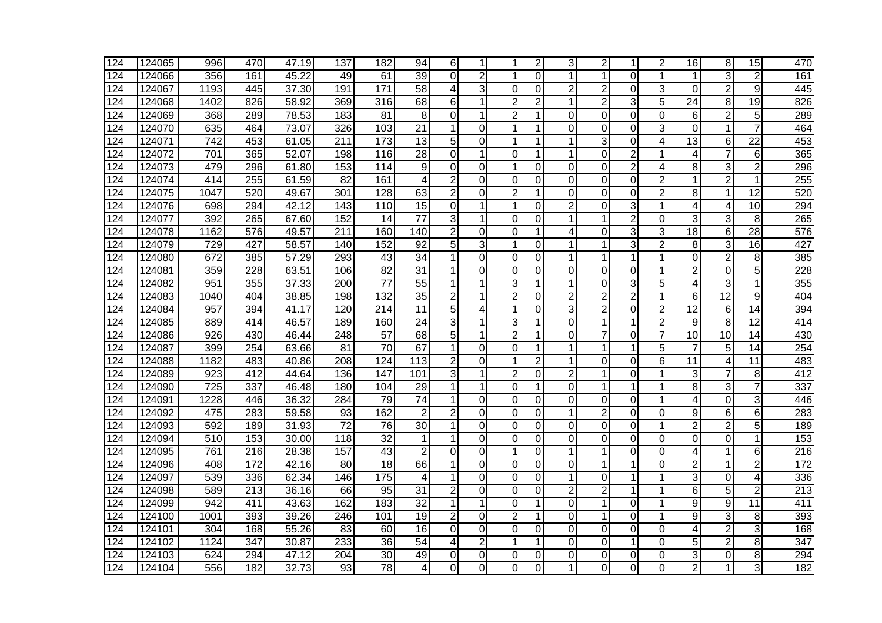| 124 | 124065 | 996 | 470 | 47.19 | 137 | 182 | 94 | 6 | 1 | 1 | 2 | 3 | 2 | 1 | 2 | 16 | 8 | 15 | 470 |
|---|---|---|---|---|---|---|---|---|---|---|---|---|---|---|---|---|---|---|---|
| 124 | 124066 | 356 | 161 | 45.22 | 49 | 61 | 39 | 0 | 2 | 1 | 0 | 1 | 1 | 0 | 1 | 1 | 3 | 2 | 161 |
| 124 | 124067 | 1193 | 445 | 37.30 | 191 | 171 | 58 | 4 | 3 | 0 | 0 | 2 | 2 | 0 | 3 | 0 | 2 | 9 | 445 |
| 124 | 124068 | 1402 | 826 | 58.92 | 369 | 316 | 68 | 6 | 1 | 2 | 2 | 1 | 2 | 3 | 5 | 24 | 8 | 19 | 826 |
| 124 | 124069 | 368 | 289 | 78.53 | 183 | 81 | 8 | 0 | 1 | 2 | 1 | 0 | 0 | 0 | 0 | 6 | 2 | 5 | 289 |
| 124 | 124070 | 635 | 464 | 73.07 | 326 | 103 | 21 | 1 | 0 | 1 | 1 | 0 | 0 | 0 | 3 | 0 | 1 | 7 | 464 |
| 124 | 124071 | 742 | 453 | 61.05 | 211 | 173 | 13 | 5 | 0 | 1 | 1 | 1 | 3 | 0 | 4 | 13 | 6 | 22 | 453 |
| 124 | 124072 | 701 | 365 | 52.07 | 198 | 116 | 28 | 0 | 1 | 0 | 1 | 1 | 0 | 2 | 1 | 4 | 7 | 6 | 365 |
| 124 | 124073 | 479 | 296 | 61.80 | 153 | 114 | 9 | 0 | 0 | 1 | 0 | 0 | 0 | 2 | 4 | 8 | 3 | 2 | 296 |
| 124 | 124074 | 414 | 255 | 61.59 | 82 | 161 | 4 | 2 | 0 | 0 | 0 | 0 | 0 | 0 | 2 | 1 | 2 | 1 | 255 |
| 124 | 124075 | 1047 | 520 | 49.67 | 301 | 128 | 63 | 2 | 0 | 2 | 1 | 0 | 0 | 0 | 2 | 8 | 1 | 12 | 520 |
| 124 | 124076 | 698 | 294 | 42.12 | 143 | 110 | 15 | 0 | 1 | 1 | 0 | 2 | 0 | 3 | 1 | 4 | 4 | 10 | 294 |
| 124 | 124077 | 392 | 265 | 67.60 | 152 | 14 | 77 | 3 | 1 | 0 | 0 | 1 | 1 | 2 | 0 | 3 | 3 | 8 | 265 |
| 124 | 124078 | 1162 | 576 | 49.57 | 211 | 160 | 140 | 2 | 0 | 0 | 1 | 4 | 0 | 3 | 3 | 18 | 6 | 28 | 576 |
| 124 | 124079 | 729 | 427 | 58.57 | 140 | 152 | 92 | 5 | 3 | 1 | 0 | 1 | 1 | 3 | 2 | 8 | 3 | 16 | 427 |
| 124 | 124080 | 672 | 385 | 57.29 | 293 | 43 | 34 | 1 | 0 | 0 | 0 | 1 | 1 | 1 | 1 | 0 | 2 | 8 | 385 |
| 124 | 124081 | 359 | 228 | 63.51 | 106 | 82 | 31 | 1 | 0 | 0 | 0 | 0 | 0 | 0 | 1 | 2 | 0 | 5 | 228 |
| 124 | 124082 | 951 | 355 | 37.33 | 200 | 77 | 55 | 1 | 1 | 3 | 1 | 1 | 0 | 3 | 5 | 4 | 3 | 1 | 355 |
| 124 | 124083 | 1040 | 404 | 38.85 | 198 | 132 | 35 | 2 | 1 | 2 | 0 | 2 | 2 | 2 | 1 | 6 | 12 | 9 | 404 |
| 124 | 124084 | 957 | 394 | 41.17 | 120 | 214 | 11 | 5 | 4 | 1 | 0 | 3 | 2 | 0 | 2 | 12 | 6 | 14 | 394 |
| 124 | 124085 | 889 | 414 | 46.57 | 189 | 160 | 24 | 3 | 1 | 3 | 1 | 0 | 1 | 1 | 2 | 9 | 8 | 12 | 414 |
| 124 | 124086 | 926 | 430 | 46.44 | 248 | 57 | 68 | 5 | 1 | 2 | 1 | 0 | 7 | 0 | 7 | 10 | 10 | 14 | 430 |
| 124 | 124087 | 399 | 254 | 63.66 | 81 | 70 | 67 | 1 | 0 | 0 | 1 | 1 | 1 | 1 | 5 | 7 | 5 | 14 | 254 |
| 124 | 124088 | 1182 | 483 | 40.86 | 208 | 124 | 113 | 2 | 0 | 1 | 2 | 1 | 0 | 0 | 6 | 11 | 4 | 11 | 483 |
| 124 | 124089 | 923 | 412 | 44.64 | 136 | 147 | 101 | 3 | 1 | 2 | 0 | 2 | 1 | 0 | 1 | 3 | 7 | 8 | 412 |
| 124 | 124090 | 725 | 337 | 46.48 | 180 | 104 | 29 | 1 | 1 | 0 | 1 | 0 | 1 | 1 | 1 | 8 | 3 | 7 | 337 |
| 124 | 124091 | 1228 | 446 | 36.32 | 284 | 79 | 74 | 1 | 0 | 0 | 0 | 0 | 0 | 0 | 1 | 4 | 0 | 3 | 446 |
| 124 | 124092 | 475 | 283 | 59.58 | 93 | 162 | 2 | 2 | 0 | 0 | 0 | 1 | 2 | 0 | 0 | 9 | 6 | 6 | 283 |
| 124 | 124093 | 592 | 189 | 31.93 | 72 | 76 | 30 | 1 | 0 | 0 | 0 | 0 | 0 | 0 | 1 | 2 | 2 | 5 | 189 |
| 124 | 124094 | 510 | 153 | 30.00 | 118 | 32 | 1 | 1 | 0 | 0 | 0 | 0 | 0 | 0 | 0 | 0 | 0 | 1 | 153 |
| 124 | 124095 | 761 | 216 | 28.38 | 157 | 43 | 2 | 0 | 0 | 1 | 0 | 1 | 1 | 0 | 0 | 4 | 1 | 6 | 216 |
| 124 | 124096 | 408 | 172 | 42.16 | 80 | 18 | 66 | 1 | 0 | 0 | 0 | 0 | 1 | 1 | 0 | 2 | 1 | 2 | 172 |
| 124 | 124097 | 539 | 336 | 62.34 | 146 | 175 | 4 | 1 | 0 | 0 | 0 | 1 | 0 | 1 | 1 | 3 | 0 | 4 | 336 |
| 124 | 124098 | 589 | 213 | 36.16 | 66 | 95 | 31 | 2 | 0 | 0 | 0 | 2 | 2 | 1 | 1 | 6 | 5 | 2 | 213 |
| 124 | 124099 | 942 | 411 | 43.63 | 162 | 183 | 32 | 1 | 1 | 0 | 1 | 0 | 1 | 0 | 1 | 9 | 9 | 11 | 411 |
| 124 | 124100 | 1001 | 393 | 39.26 | 246 | 101 | 19 | 2 | 0 | 2 | 1 | 0 | 1 | 0 | 1 | 9 | 3 | 8 | 393 |
| 124 | 124101 | 304 | 168 | 55.26 | 83 | 60 | 16 | 0 | 0 | 0 | 0 | 0 | 0 | 0 | 0 | 4 | 2 | 3 | 168 |
| 124 | 124102 | 1124 | 347 | 30.87 | 233 | 36 | 54 | 4 | 2 | 1 | 1 | 0 | 0 | 1 | 0 | 5 | 2 | 8 | 347 |
| 124 | 124103 | 624 | 294 | 47.12 | 204 | 30 | 49 | 0 | 0 | 0 | 0 | 0 | 0 | 0 | 0 | 3 | 0 | 8 | 294 |
| 124 | 124104 | 556 | 182 | 32.73 | 93 | 78 | 4 | 0 | 0 | 0 | 0 | 1 | 0 | 0 | 0 | 2 | 1 | 3 | 182 |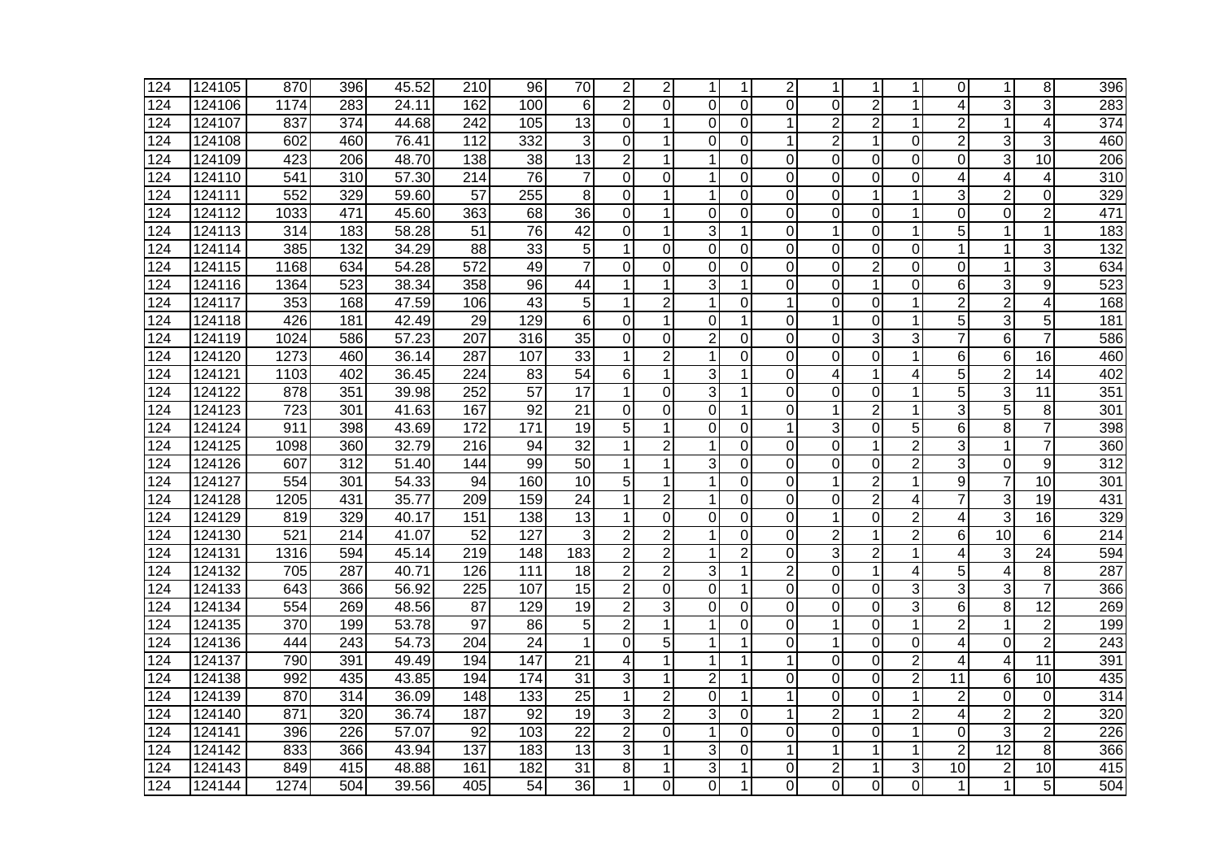| | | | | | | | | | | | | | | | | | | | | |
|---|---|---|---|---|---|---|---|---|---|---|---|---|---|---|---|---|---|---|---|---|
| 124 | 124105 | 870 | 396 | 45.52 | 210 | 96 | 70 | 2 | 2 | 1 | 1 | 2 | 1 | 1 | 1 | 0 | 1 | 8 | 396 |
| 124 | 124106 | 1174 | 283 | 24.11 | 162 | 100 | 6 | 2 | 0 | 0 | 0 | 0 | 0 | 2 | 1 | 4 | 3 | 3 | 283 |
| 124 | 124107 | 837 | 374 | 44.68 | 242 | 105 | 13 | 0 | 1 | 0 | 0 | 1 | 2 | 2 | 1 | 2 | 1 | 4 | 374 |
| 124 | 124108 | 602 | 460 | 76.41 | 112 | 332 | 3 | 0 | 1 | 0 | 0 | 1 | 2 | 1 | 0 | 2 | 3 | 3 | 460 |
| 124 | 124109 | 423 | 206 | 48.70 | 138 | 38 | 13 | 2 | 1 | 1 | 0 | 0 | 0 | 0 | 0 | 0 | 3 | 10 | 206 |
| 124 | 124110 | 541 | 310 | 57.30 | 214 | 76 | 7 | 0 | 0 | 1 | 0 | 0 | 0 | 0 | 0 | 4 | 4 | 4 | 310 |
| 124 | 124111 | 552 | 329 | 59.60 | 57 | 255 | 8 | 0 | 1 | 1 | 0 | 0 | 0 | 1 | 1 | 3 | 2 | 0 | 329 |
| 124 | 124112 | 1033 | 471 | 45.60 | 363 | 68 | 36 | 0 | 1 | 0 | 0 | 0 | 0 | 0 | 1 | 0 | 0 | 2 | 471 |
| 124 | 124113 | 314 | 183 | 58.28 | 51 | 76 | 42 | 0 | 1 | 3 | 1 | 0 | 1 | 0 | 1 | 5 | 1 | 1 | 183 |
| 124 | 124114 | 385 | 132 | 34.29 | 88 | 33 | 5 | 1 | 0 | 0 | 0 | 0 | 0 | 0 | 0 | 1 | 1 | 3 | 132 |
| 124 | 124115 | 1168 | 634 | 54.28 | 572 | 49 | 7 | 0 | 0 | 0 | 0 | 0 | 0 | 2 | 0 | 0 | 1 | 3 | 634 |
| 124 | 124116 | 1364 | 523 | 38.34 | 358 | 96 | 44 | 1 | 1 | 3 | 1 | 0 | 0 | 1 | 0 | 6 | 3 | 9 | 523 |
| 124 | 124117 | 353 | 168 | 47.59 | 106 | 43 | 5 | 1 | 2 | 1 | 0 | 1 | 0 | 0 | 1 | 2 | 2 | 4 | 168 |
| 124 | 124118 | 426 | 181 | 42.49 | 29 | 129 | 6 | 0 | 1 | 0 | 1 | 0 | 1 | 0 | 1 | 5 | 3 | 5 | 181 |
| 124 | 124119 | 1024 | 586 | 57.23 | 207 | 316 | 35 | 0 | 0 | 2 | 0 | 0 | 0 | 3 | 3 | 7 | 6 | 7 | 586 |
| 124 | 124120 | 1273 | 460 | 36.14 | 287 | 107 | 33 | 1 | 2 | 1 | 0 | 0 | 0 | 0 | 1 | 6 | 6 | 16 | 460 |
| 124 | 124121 | 1103 | 402 | 36.45 | 224 | 83 | 54 | 6 | 1 | 3 | 1 | 0 | 4 | 1 | 4 | 5 | 2 | 14 | 402 |
| 124 | 124122 | 878 | 351 | 39.98 | 252 | 57 | 17 | 1 | 0 | 3 | 1 | 0 | 0 | 0 | 1 | 5 | 3 | 11 | 351 |
| 124 | 124123 | 723 | 301 | 41.63 | 167 | 92 | 21 | 0 | 0 | 0 | 1 | 0 | 1 | 2 | 1 | 3 | 5 | 8 | 301 |
| 124 | 124124 | 911 | 398 | 43.69 | 172 | 171 | 19 | 5 | 1 | 0 | 0 | 1 | 3 | 0 | 5 | 6 | 8 | 7 | 398 |
| 124 | 124125 | 1098 | 360 | 32.79 | 216 | 94 | 32 | 1 | 2 | 1 | 0 | 0 | 0 | 1 | 2 | 3 | 1 | 7 | 360 |
| 124 | 124126 | 607 | 312 | 51.40 | 144 | 99 | 50 | 1 | 1 | 3 | 0 | 0 | 0 | 0 | 2 | 3 | 0 | 9 | 312 |
| 124 | 124127 | 554 | 301 | 54.33 | 94 | 160 | 10 | 5 | 1 | 1 | 0 | 0 | 1 | 2 | 1 | 9 | 7 | 10 | 301 |
| 124 | 124128 | 1205 | 431 | 35.77 | 209 | 159 | 24 | 1 | 2 | 1 | 0 | 0 | 0 | 2 | 4 | 7 | 3 | 19 | 431 |
| 124 | 124129 | 819 | 329 | 40.17 | 151 | 138 | 13 | 1 | 0 | 0 | 0 | 0 | 1 | 0 | 2 | 4 | 3 | 16 | 329 |
| 124 | 124130 | 521 | 214 | 41.07 | 52 | 127 | 3 | 2 | 2 | 1 | 0 | 0 | 2 | 1 | 2 | 6 | 10 | 6 | 214 |
| 124 | 124131 | 1316 | 594 | 45.14 | 219 | 148 | 183 | 2 | 2 | 1 | 2 | 0 | 3 | 2 | 1 | 4 | 3 | 24 | 594 |
| 124 | 124132 | 705 | 287 | 40.71 | 126 | 111 | 18 | 2 | 2 | 3 | 1 | 2 | 0 | 1 | 4 | 5 | 4 | 8 | 287 |
| 124 | 124133 | 643 | 366 | 56.92 | 225 | 107 | 15 | 2 | 0 | 0 | 1 | 0 | 0 | 0 | 3 | 3 | 3 | 7 | 366 |
| 124 | 124134 | 554 | 269 | 48.56 | 87 | 129 | 19 | 2 | 3 | 0 | 0 | 0 | 0 | 0 | 3 | 6 | 8 | 12 | 269 |
| 124 | 124135 | 370 | 199 | 53.78 | 97 | 86 | 5 | 2 | 1 | 1 | 0 | 0 | 1 | 0 | 1 | 2 | 1 | 2 | 199 |
| 124 | 124136 | 444 | 243 | 54.73 | 204 | 24 | 1 | 0 | 5 | 1 | 1 | 0 | 1 | 0 | 0 | 4 | 0 | 2 | 243 |
| 124 | 124137 | 790 | 391 | 49.49 | 194 | 147 | 21 | 4 | 1 | 1 | 1 | 1 | 0 | 0 | 2 | 4 | 4 | 11 | 391 |
| 124 | 124138 | 992 | 435 | 43.85 | 194 | 174 | 31 | 3 | 1 | 2 | 1 | 0 | 0 | 0 | 2 | 11 | 6 | 10 | 435 |
| 124 | 124139 | 870 | 314 | 36.09 | 148 | 133 | 25 | 1 | 2 | 0 | 1 | 1 | 0 | 0 | 1 | 2 | 0 | 0 | 314 |
| 124 | 124140 | 871 | 320 | 36.74 | 187 | 92 | 19 | 3 | 2 | 3 | 0 | 1 | 2 | 1 | 2 | 4 | 2 | 2 | 320 |
| 124 | 124141 | 396 | 226 | 57.07 | 92 | 103 | 22 | 2 | 0 | 1 | 0 | 0 | 0 | 0 | 1 | 0 | 3 | 2 | 226 |
| 124 | 124142 | 833 | 366 | 43.94 | 137 | 183 | 13 | 3 | 1 | 3 | 0 | 1 | 1 | 1 | 1 | 2 | 12 | 8 | 366 |
| 124 | 124143 | 849 | 415 | 48.88 | 161 | 182 | 31 | 8 | 1 | 3 | 1 | 0 | 2 | 1 | 3 | 10 | 2 | 10 | 415 |
| 124 | 124144 | 1274 | 504 | 39.56 | 405 | 54 | 36 | 1 | 0 | 0 | 1 | 0 | 0 | 0 | 0 | 1 | 1 | 5 | 504 |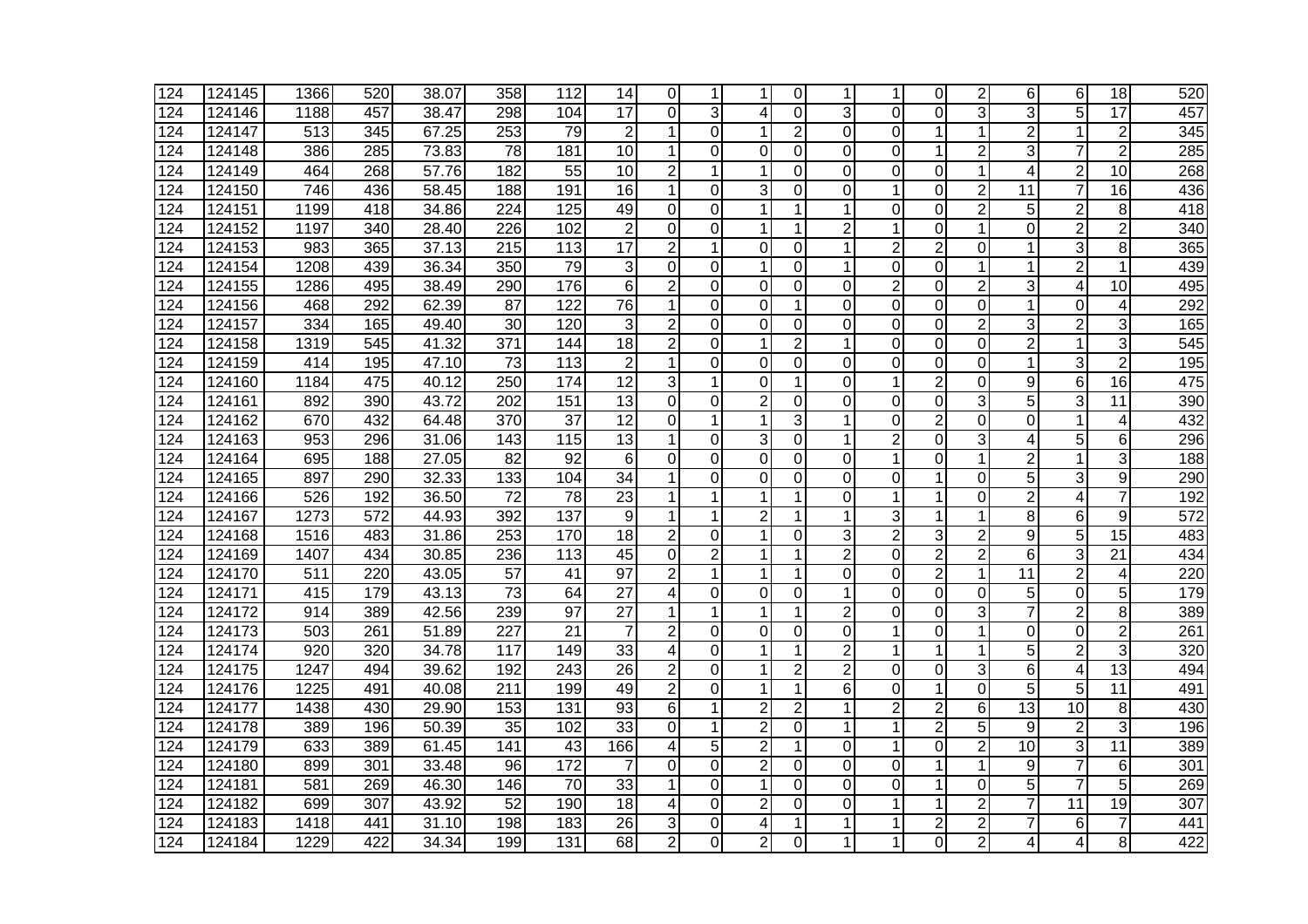| | | | | | | | | | | | | | | | | | | | | |
|---|---|---|---|---|---|---|---|---|---|---|---|---|---|---|---|---|---|---|---|---|
| 124 | 124145 | 1366 | 520 | 38.07 | 358 | 112 | 14 | 0 | 1 | 1 | 0 | 1 | 1 | 0 | 2 | 6 | 6 | 18 | 520 |
| 124 | 124146 | 1188 | 457 | 38.47 | 298 | 104 | 17 | 0 | 3 | 4 | 0 | 3 | 0 | 0 | 3 | 3 | 5 | 17 | 457 |
| 124 | 124147 | 513 | 345 | 67.25 | 253 | 79 | 2 | 1 | 0 | 1 | 2 | 0 | 0 | 1 | 1 | 2 | 1 | 2 | 345 |
| 124 | 124148 | 386 | 285 | 73.83 | 78 | 181 | 10 | 1 | 0 | 0 | 0 | 0 | 0 | 1 | 2 | 3 | 7 | 2 | 285 |
| 124 | 124149 | 464 | 268 | 57.76 | 182 | 55 | 10 | 2 | 1 | 1 | 0 | 0 | 0 | 0 | 1 | 4 | 2 | 10 | 268 |
| 124 | 124150 | 746 | 436 | 58.45 | 188 | 191 | 16 | 1 | 0 | 3 | 0 | 0 | 1 | 0 | 2 | 11 | 7 | 16 | 436 |
| 124 | 124151 | 1199 | 418 | 34.86 | 224 | 125 | 49 | 0 | 0 | 1 | 1 | 1 | 0 | 0 | 2 | 5 | 2 | 8 | 418 |
| 124 | 124152 | 1197 | 340 | 28.40 | 226 | 102 | 2 | 0 | 0 | 1 | 1 | 2 | 1 | 0 | 1 | 0 | 2 | 2 | 340 |
| 124 | 124153 | 983 | 365 | 37.13 | 215 | 113 | 17 | 2 | 1 | 0 | 0 | 1 | 2 | 2 | 0 | 1 | 3 | 8 | 365 |
| 124 | 124154 | 1208 | 439 | 36.34 | 350 | 79 | 3 | 0 | 0 | 1 | 0 | 1 | 0 | 0 | 1 | 1 | 2 | 1 | 439 |
| 124 | 124155 | 1286 | 495 | 38.49 | 290 | 176 | 6 | 2 | 0 | 0 | 0 | 0 | 2 | 0 | 2 | 3 | 4 | 10 | 495 |
| 124 | 124156 | 468 | 292 | 62.39 | 87 | 122 | 76 | 1 | 0 | 0 | 1 | 0 | 0 | 0 | 0 | 1 | 0 | 4 | 292 |
| 124 | 124157 | 334 | 165 | 49.40 | 30 | 120 | 3 | 2 | 0 | 0 | 0 | 0 | 0 | 0 | 2 | 3 | 2 | 3 | 165 |
| 124 | 124158 | 1319 | 545 | 41.32 | 371 | 144 | 18 | 2 | 0 | 1 | 2 | 1 | 0 | 0 | 0 | 2 | 1 | 3 | 545 |
| 124 | 124159 | 414 | 195 | 47.10 | 73 | 113 | 2 | 1 | 0 | 0 | 0 | 0 | 0 | 0 | 0 | 1 | 3 | 2 | 195 |
| 124 | 124160 | 1184 | 475 | 40.12 | 250 | 174 | 12 | 3 | 1 | 0 | 1 | 0 | 1 | 2 | 0 | 9 | 6 | 16 | 475 |
| 124 | 124161 | 892 | 390 | 43.72 | 202 | 151 | 13 | 0 | 0 | 2 | 0 | 0 | 0 | 0 | 3 | 5 | 3 | 11 | 390 |
| 124 | 124162 | 670 | 432 | 64.48 | 370 | 37 | 12 | 0 | 1 | 1 | 3 | 1 | 0 | 2 | 0 | 0 | 1 | 4 | 432 |
| 124 | 124163 | 953 | 296 | 31.06 | 143 | 115 | 13 | 1 | 0 | 3 | 0 | 1 | 2 | 0 | 3 | 4 | 5 | 6 | 296 |
| 124 | 124164 | 695 | 188 | 27.05 | 82 | 92 | 6 | 0 | 0 | 0 | 0 | 0 | 1 | 0 | 1 | 2 | 1 | 3 | 188 |
| 124 | 124165 | 897 | 290 | 32.33 | 133 | 104 | 34 | 1 | 0 | 0 | 0 | 0 | 0 | 1 | 0 | 5 | 3 | 9 | 290 |
| 124 | 124166 | 526 | 192 | 36.50 | 72 | 78 | 23 | 1 | 1 | 1 | 1 | 0 | 1 | 1 | 0 | 2 | 4 | 7 | 192 |
| 124 | 124167 | 1273 | 572 | 44.93 | 392 | 137 | 9 | 1 | 1 | 2 | 1 | 1 | 3 | 1 | 1 | 8 | 6 | 9 | 572 |
| 124 | 124168 | 1516 | 483 | 31.86 | 253 | 170 | 18 | 2 | 0 | 1 | 0 | 3 | 2 | 3 | 2 | 9 | 5 | 15 | 483 |
| 124 | 124169 | 1407 | 434 | 30.85 | 236 | 113 | 45 | 0 | 2 | 1 | 1 | 2 | 0 | 2 | 2 | 6 | 3 | 21 | 434 |
| 124 | 124170 | 511 | 220 | 43.05 | 57 | 41 | 97 | 2 | 1 | 1 | 1 | 0 | 0 | 2 | 1 | 11 | 2 | 4 | 220 |
| 124 | 124171 | 415 | 179 | 43.13 | 73 | 64 | 27 | 4 | 0 | 0 | 0 | 1 | 0 | 0 | 0 | 5 | 0 | 5 | 179 |
| 124 | 124172 | 914 | 389 | 42.56 | 239 | 97 | 27 | 1 | 1 | 1 | 1 | 2 | 0 | 0 | 3 | 7 | 2 | 8 | 389 |
| 124 | 124173 | 503 | 261 | 51.89 | 227 | 21 | 7 | 2 | 0 | 0 | 0 | 0 | 1 | 0 | 1 | 0 | 0 | 2 | 261 |
| 124 | 124174 | 920 | 320 | 34.78 | 117 | 149 | 33 | 4 | 0 | 1 | 1 | 2 | 1 | 1 | 1 | 5 | 2 | 3 | 320 |
| 124 | 124175 | 1247 | 494 | 39.62 | 192 | 243 | 26 | 2 | 0 | 1 | 2 | 2 | 0 | 0 | 3 | 6 | 4 | 13 | 494 |
| 124 | 124176 | 1225 | 491 | 40.08 | 211 | 199 | 49 | 2 | 0 | 1 | 1 | 6 | 0 | 1 | 0 | 5 | 5 | 11 | 491 |
| 124 | 124177 | 1438 | 430 | 29.90 | 153 | 131 | 93 | 6 | 1 | 2 | 2 | 1 | 2 | 2 | 6 | 13 | 10 | 8 | 430 |
| 124 | 124178 | 389 | 196 | 50.39 | 35 | 102 | 33 | 0 | 1 | 2 | 0 | 1 | 1 | 2 | 5 | 9 | 2 | 3 | 196 |
| 124 | 124179 | 633 | 389 | 61.45 | 141 | 43 | 166 | 4 | 5 | 2 | 1 | 0 | 1 | 0 | 2 | 10 | 3 | 11 | 389 |
| 124 | 124180 | 899 | 301 | 33.48 | 96 | 172 | 7 | 0 | 0 | 2 | 0 | 0 | 0 | 1 | 1 | 9 | 7 | 6 | 301 |
| 124 | 124181 | 581 | 269 | 46.30 | 146 | 70 | 33 | 1 | 0 | 1 | 0 | 0 | 0 | 1 | 0 | 5 | 7 | 5 | 269 |
| 124 | 124182 | 699 | 307 | 43.92 | 52 | 190 | 18 | 4 | 0 | 2 | 0 | 0 | 1 | 1 | 2 | 7 | 11 | 19 | 307 |
| 124 | 124183 | 1418 | 441 | 31.10 | 198 | 183 | 26 | 3 | 0 | 4 | 1 | 1 | 1 | 2 | 2 | 7 | 6 | 7 | 441 |
| 124 | 124184 | 1229 | 422 | 34.34 | 199 | 131 | 68 | 2 | 0 | 2 | 0 | 1 | 1 | 0 | 2 | 4 | 4 | 8 | 422 |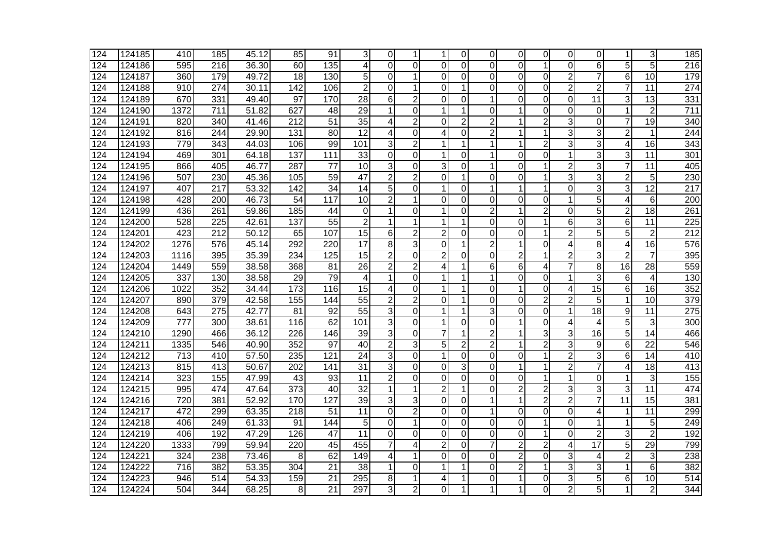| 124 | 124185 | 410 | 185 | 45.12 | 85 | 91 | 3 | 0 | 1 | 1 | 0 | 0 | 0 | 0 | 0 | 0 | 1 | 3 | 185 |
|---|---|---|---|---|---|---|---|---|---|---|---|---|---|---|---|---|---|---|---|
| 124 | 124186 | 595 | 216 | 36.30 | 60 | 135 | 4 | 0 | 0 | 0 | 0 | 0 | 0 | 1 | 0 | 6 | 5 | 5 | 216 |
| 124 | 124187 | 360 | 179 | 49.72 | 18 | 130 | 5 | 0 | 1 | 0 | 0 | 0 | 0 | 0 | 2 | 7 | 6 | 10 | 179 |
| 124 | 124188 | 910 | 274 | 30.11 | 142 | 106 | 2 | 0 | 1 | 0 | 1 | 0 | 0 | 0 | 2 | 2 | 7 | 11 | 274 |
| 124 | 124189 | 670 | 331 | 49.40 | 97 | 170 | 28 | 6 | 2 | 0 | 0 | 1 | 0 | 0 | 0 | 11 | 3 | 13 | 331 |
| 124 | 124190 | 1372 | 711 | 51.82 | 627 | 48 | 29 | 1 | 0 | 1 | 1 | 0 | 1 | 0 | 0 | 0 | 1 | 2 | 711 |
| 124 | 124191 | 820 | 340 | 41.46 | 212 | 51 | 35 | 4 | 2 | 0 | 2 | 2 | 1 | 2 | 3 | 0 | 7 | 19 | 340 |
| 124 | 124192 | 816 | 244 | 29.90 | 131 | 80 | 12 | 4 | 0 | 4 | 0 | 2 | 1 | 1 | 3 | 3 | 2 | 1 | 244 |
| 124 | 124193 | 779 | 343 | 44.03 | 106 | 99 | 101 | 3 | 2 | 1 | 1 | 1 | 1 | 2 | 3 | 3 | 4 | 16 | 343 |
| 124 | 124194 | 469 | 301 | 64.18 | 137 | 111 | 33 | 0 | 0 | 1 | 0 | 1 | 0 | 0 | 1 | 3 | 3 | 11 | 301 |
| 124 | 124195 | 866 | 405 | 46.77 | 287 | 77 | 10 | 3 | 0 | 3 | 0 | 1 | 0 | 1 | 2 | 3 | 7 | 11 | 405 |
| 124 | 124196 | 507 | 230 | 45.36 | 105 | 59 | 47 | 2 | 2 | 0 | 1 | 0 | 0 | 1 | 3 | 3 | 2 | 5 | 230 |
| 124 | 124197 | 407 | 217 | 53.32 | 142 | 34 | 14 | 5 | 0 | 1 | 0 | 1 | 1 | 1 | 0 | 3 | 3 | 12 | 217 |
| 124 | 124198 | 428 | 200 | 46.73 | 54 | 117 | 10 | 2 | 1 | 0 | 0 | 0 | 0 | 0 | 1 | 5 | 4 | 6 | 200 |
| 124 | 124199 | 436 | 261 | 59.86 | 185 | 44 | 0 | 1 | 0 | 1 | 0 | 2 | 1 | 2 | 0 | 5 | 2 | 18 | 261 |
| 124 | 124200 | 528 | 225 | 42.61 | 137 | 55 | 2 | 1 | 1 | 1 | 1 | 0 | 0 | 1 | 6 | 3 | 6 | 11 | 225 |
| 124 | 124201 | 423 | 212 | 50.12 | 65 | 107 | 15 | 6 | 2 | 2 | 0 | 0 | 0 | 1 | 2 | 5 | 5 | 2 | 212 |
| 124 | 124202 | 1276 | 576 | 45.14 | 292 | 220 | 17 | 8 | 3 | 0 | 1 | 2 | 1 | 0 | 4 | 8 | 4 | 16 | 576 |
| 124 | 124203 | 1116 | 395 | 35.39 | 234 | 125 | 15 | 2 | 0 | 2 | 0 | 0 | 2 | 1 | 2 | 3 | 2 | 7 | 395 |
| 124 | 124204 | 1449 | 559 | 38.58 | 368 | 81 | 26 | 2 | 2 | 4 | 1 | 6 | 6 | 4 | 7 | 8 | 16 | 28 | 559 |
| 124 | 124205 | 337 | 130 | 38.58 | 29 | 79 | 4 | 1 | 0 | 1 | 1 | 1 | 0 | 0 | 1 | 3 | 6 | 4 | 130 |
| 124 | 124206 | 1022 | 352 | 34.44 | 173 | 116 | 15 | 4 | 0 | 1 | 1 | 0 | 1 | 0 | 4 | 15 | 6 | 16 | 352 |
| 124 | 124207 | 890 | 379 | 42.58 | 155 | 144 | 55 | 2 | 2 | 0 | 1 | 0 | 0 | 2 | 2 | 5 | 1 | 10 | 379 |
| 124 | 124208 | 643 | 275 | 42.77 | 81 | 92 | 55 | 3 | 0 | 1 | 1 | 3 | 0 | 0 | 1 | 18 | 9 | 11 | 275 |
| 124 | 124209 | 777 | 300 | 38.61 | 116 | 62 | 101 | 3 | 0 | 1 | 0 | 0 | 1 | 0 | 4 | 4 | 5 | 3 | 300 |
| 124 | 124210 | 1290 | 466 | 36.12 | 226 | 146 | 39 | 3 | 0 | 7 | 1 | 2 | 1 | 3 | 3 | 16 | 5 | 14 | 466 |
| 124 | 124211 | 1335 | 546 | 40.90 | 352 | 97 | 40 | 2 | 3 | 5 | 2 | 2 | 1 | 2 | 3 | 9 | 6 | 22 | 546 |
| 124 | 124212 | 713 | 410 | 57.50 | 235 | 121 | 24 | 3 | 0 | 1 | 0 | 0 | 0 | 1 | 2 | 3 | 6 | 14 | 410 |
| 124 | 124213 | 815 | 413 | 50.67 | 202 | 141 | 31 | 3 | 0 | 0 | 3 | 0 | 1 | 1 | 2 | 7 | 4 | 18 | 413 |
| 124 | 124214 | 323 | 155 | 47.99 | 43 | 93 | 11 | 2 | 0 | 0 | 0 | 0 | 0 | 1 | 1 | 0 | 1 | 3 | 155 |
| 124 | 124215 | 995 | 474 | 47.64 | 373 | 40 | 32 | 1 | 1 | 2 | 1 | 0 | 2 | 2 | 3 | 3 | 3 | 11 | 474 |
| 124 | 124216 | 720 | 381 | 52.92 | 170 | 127 | 39 | 3 | 3 | 0 | 0 | 1 | 1 | 2 | 2 | 7 | 11 | 15 | 381 |
| 124 | 124217 | 472 | 299 | 63.35 | 218 | 51 | 11 | 0 | 2 | 0 | 0 | 1 | 0 | 0 | 0 | 4 | 1 | 11 | 299 |
| 124 | 124218 | 406 | 249 | 61.33 | 91 | 144 | 5 | 0 | 1 | 0 | 0 | 0 | 0 | 1 | 0 | 1 | 1 | 5 | 249 |
| 124 | 124219 | 406 | 192 | 47.29 | 126 | 47 | 11 | 0 | 0 | 0 | 0 | 0 | 0 | 1 | 0 | 2 | 3 | 2 | 192 |
| 124 | 124220 | 1333 | 799 | 59.94 | 220 | 45 | 455 | 7 | 4 | 2 | 0 | 7 | 2 | 2 | 4 | 17 | 5 | 29 | 799 |
| 124 | 124221 | 324 | 238 | 73.46 | 8 | 62 | 149 | 4 | 1 | 0 | 0 | 0 | 2 | 0 | 3 | 4 | 2 | 3 | 238 |
| 124 | 124222 | 716 | 382 | 53.35 | 304 | 21 | 38 | 1 | 0 | 1 | 1 | 0 | 2 | 1 | 3 | 3 | 1 | 6 | 382 |
| 124 | 124223 | 946 | 514 | 54.33 | 159 | 21 | 295 | 8 | 1 | 4 | 1 | 0 | 1 | 0 | 3 | 5 | 6 | 10 | 514 |
| 124 | 124224 | 504 | 344 | 68.25 | 8 | 21 | 297 | 3 | 2 | 0 | 1 | 1 | 1 | 0 | 2 | 5 | 1 | 2 | 344 |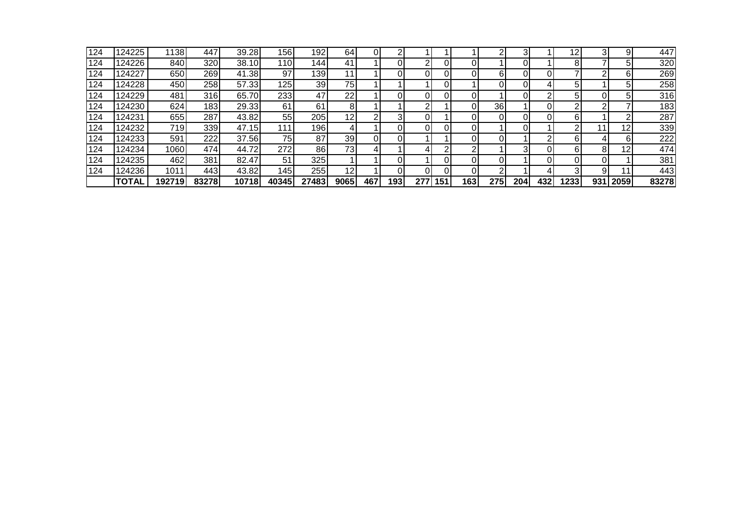| | | | | | | | | | | | | | | | | | | | | |
|---|---|---|---|---|---|---|---|---|---|---|---|---|---|---|---|---|---|---|---|---|
| 124 | 124225 | 1138 | 447 | 39.28 | 156 | 192 | 64 | 0 | 2 | 1 | 1 | 1 | 2 | 3 | 1 | 12 | 3 | 9 | 447 |
| 124 | 124226 | 840 | 320 | 38.10 | 110 | 144 | 41 | 1 | 0 | 2 | 0 | 0 | 1 | 0 | 1 | 8 | 7 | 5 | 320 |
| 124 | 124227 | 650 | 269 | 41.38 | 97 | 139 | 11 | 1 | 0 | 0 | 0 | 0 | 6 | 0 | 0 | 7 | 2 | 6 | 269 |
| 124 | 124228 | 450 | 258 | 57.33 | 125 | 39 | 75 | 1 | 1 | 1 | 0 | 1 | 0 | 0 | 4 | 5 | 1 | 5 | 258 |
| 124 | 124229 | 481 | 316 | 65.70 | 233 | 47 | 22 | 1 | 0 | 0 | 0 | 0 | 1 | 0 | 2 | 5 | 0 | 5 | 316 |
| 124 | 124230 | 624 | 183 | 29.33 | 61 | 61 | 8 | 1 | 1 | 2 | 1 | 0 | 36 | 1 | 0 | 2 | 2 | 7 | 183 |
| 124 | 124231 | 655 | 287 | 43.82 | 55 | 205 | 12 | 2 | 3 | 0 | 1 | 0 | 0 | 0 | 0 | 6 | 1 | 2 | 287 |
| 124 | 124232 | 719 | 339 | 47.15 | 111 | 196 | 4 | 1 | 0 | 0 | 0 | 0 | 1 | 0 | 1 | 2 | 11 | 12 | 339 |
| 124 | 124233 | 591 | 222 | 37.56 | 75 | 87 | 39 | 0 | 0 | 1 | 1 | 0 | 0 | 1 | 2 | 6 | 4 | 6 | 222 |
| 124 | 124234 | 1060 | 474 | 44.72 | 272 | 86 | 73 | 4 | 1 | 4 | 2 | 2 | 1 | 3 | 0 | 6 | 8 | 12 | 474 |
| 124 | 124235 | 462 | 381 | 82.47 | 51 | 325 | 1 | 1 | 0 | 1 | 0 | 0 | 0 | 1 | 0 | 0 | 0 | 1 | 381 |
| 124 | 124236 | 1011 | 443 | 43.82 | 145 | 255 | 12 | 1 | 0 | 0 | 0 | 0 | 2 | 1 | 4 | 3 | 9 | 11 | 443 |
| | **TOTAL** | **192719** | **83278** | **10718** | **40345** | **27483** | **9065** | **467** | **193** | **277** | **151** | **163** | **275** | **204** | **432** | **1233** | **931** | **2059** | **83278** |